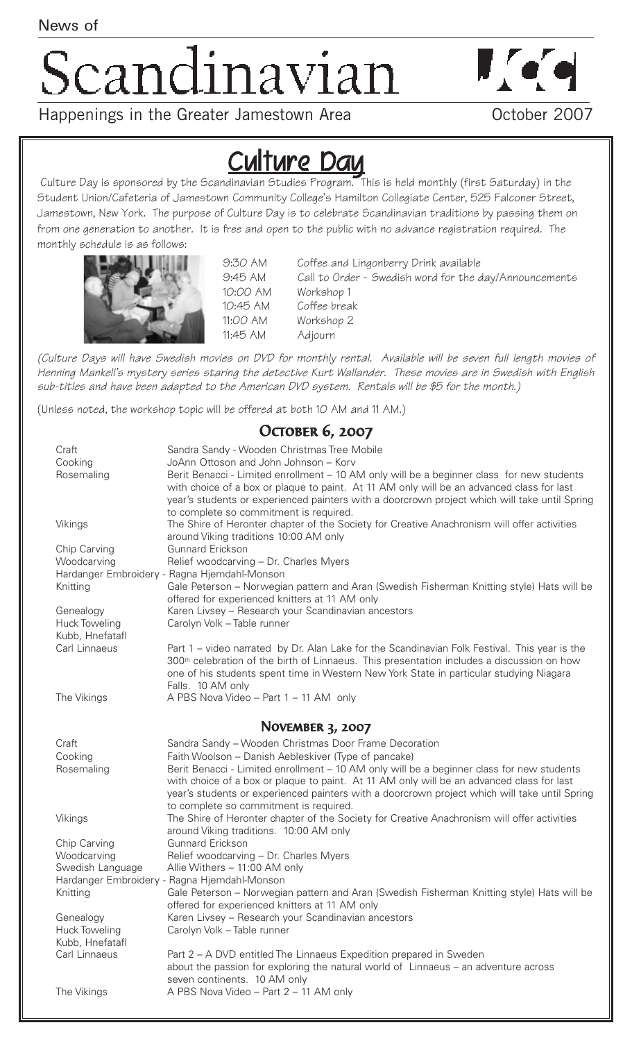News of

# Scandinavian

Happenings in the Greater Jamestown Area — October 2007

## Culture Day

Culture Day is sponsored by the Scandinavian Studies Program. This is held monthly (first Saturday) in the Student Union/Cafeteria of Jamestown Community College's Hamilton Collegiate Center, 525 Falconer Street, Jamestown, New York. The purpose of Culture Day is to celebrate Scandinavian traditions by passing them on from one generation to another. It is free and open to the public with no advance registration required. The monthly schedule is as follows:

| | |
|---|---|
| 9:30 AM | Coffee and Lingonberry Drink available |
| 9:45 AM | Call to Order - Swedish word for the day/Announcements |
| 10:00 AM | Workshop 1 |
| 10:45 AM | Coffee break |
| 11:00 AM | Workshop 2 |
| 11:45 AM | Adjourn |

*(Culture Days will have Swedish movies on DVD for monthly rental. Available will be seven full length movies of Henning Mankell's mystery series staring the detective Kurt Wallander. These movies are in Swedish with English sub-titles and have been adapted to the American DVD system. Rentals will be $5 for the month.)*

(Unless noted, the workshop topic will be offered at both 10 AM and 11 AM.)

### October 6, 2007

| | |
|---|---|
| Craft | Sandra Sandy - Wooden Christmas Tree Mobile |
| Cooking | JoAnn Ottoson and John Johnson – Korv |
| Rosemaling | Berit Benacci - Limited enrollment – 10 AM only will be a beginner class for new students with choice of a box or plaque to paint. At 11 AM only will be an advanced class for last year's students or experienced painters with a doorcrown project which will take until Spring to complete so commitment is required. |
| Vikings | The Shire of Heronter chapter of the Society for Creative Anachronism will offer activities around Viking traditions 10:00 AM only |
| Chip Carving | Gunnard Erickson |
| Woodcarving | Relief woodcarving – Dr. Charles Myers |
| Hardanger Embroidery | Ragna Hjemdahl-Monson |
| Knitting | Gale Peterson – Norwegian pattern and Aran (Swedish Fisherman Knitting style) Hats will be offered for experienced knitters at 11 AM only |
| Genealogy | Karen Livsey – Research your Scandinavian ancestors |
| Huck Toweling | Carolyn Volk – Table runner |
| Kubb, Hnefatafl | |
| Carl Linnaeus | Part 1 – video narrated by Dr. Alan Lake for the Scandinavian Folk Festival. This year is the 300th celebration of the birth of Linnaeus. This presentation includes a discussion on how one of his students spent time in Western New York State in particular studying Niagara Falls. 10 AM only |
| The Vikings | A PBS Nova Video – Part 1 – 11 AM only |

### November 3, 2007

| | |
|---|---|
| Craft | Sandra Sandy – Wooden Christmas Door Frame Decoration |
| Cooking | Faith Woolson – Danish Aebleskiver (Type of pancake) |
| Rosemaling | Berit Benacci - Limited enrollment – 10 AM only will be a beginner class for new students with choice of a box or plaque to paint. At 11 AM only will be an advanced class for last year's students or experienced painters with a doorcrown project which will take until Spring to complete so commitment is required. |
| Vikings | The Shire of Heronter chapter of the Society for Creative Anachronism will offer activities around Viking traditions. 10:00 AM only |
| Chip Carving | Gunnard Erickson |
| Woodcarving | Relief woodcarving – Dr. Charles Myers |
| Swedish Language | Allie Withers – 11:00 AM only |
| Hardanger Embroidery | Ragna Hjemdahl-Monson |
| Knitting | Gale Peterson – Norwegian pattern and Aran (Swedish Fisherman Knitting style) Hats will be offered for experienced knitters at 11 AM only |
| Genealogy | Karen Livsey – Research your Scandinavian ancestors |
| Huck Toweling | Carolyn Volk – Table runner |
| Kubb, Hnefatafl | |
| Carl Linnaeus | Part 2 – A DVD entitled The Linnaeus Expedition prepared in Sweden about the passion for exploring the natural world of Linnaeus – an adventure across seven continents. 10 AM only |
| The Vikings | A PBS Nova Video – Part 2 – 11 AM only |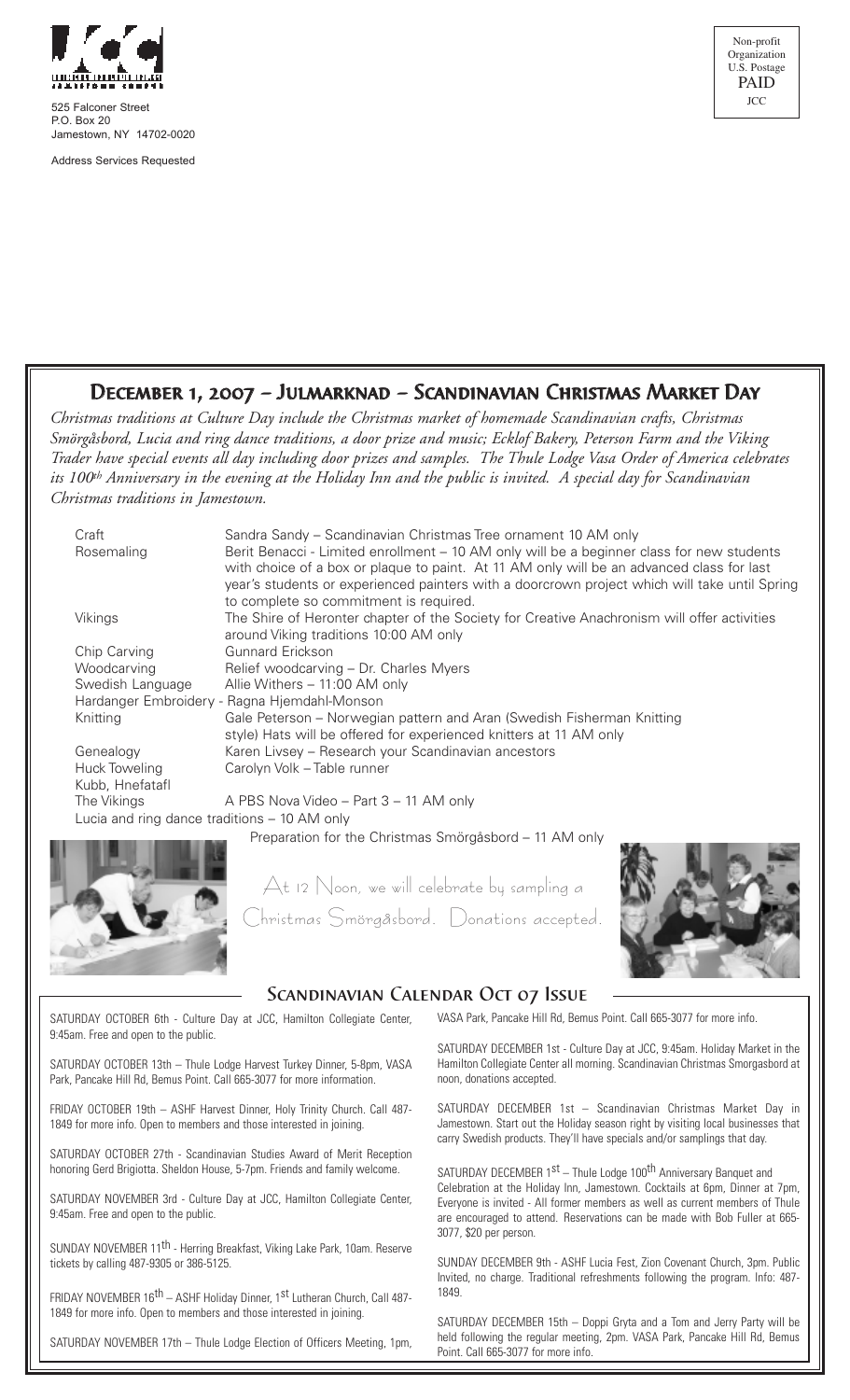525 Falconer Street
P.O. Box 20
Jamestown, NY 14702-0020

Address Services Requested

Non-profit Organization
U.S. Postage
PAID
JCC

## December 1, 2007 – Julmarknad – Scandinavian Christmas Market Day

*Christmas traditions at Culture Day include the Christmas market of homemade Scandinavian crafts, Christmas Smörgåsbord, Lucia and ring dance traditions, a door prize and music; Ecklof Bakery, Peterson Farm and the Viking Trader have special events all day including door prizes and samples. The Thule Lodge Vasa Order of America celebrates its 100th Anniversary in the evening at the Holiday Inn and the public is invited. A special day for Scandinavian Christmas traditions in Jamestown.*

| | |
|---|---|
| Craft | Sandra Sandy – Scandinavian Christmas Tree ornament 10 AM only |
| Rosemaling | Berit Benacci - Limited enrollment – 10 AM only will be a beginner class for new students with choice of a box or plaque to paint. At 11 AM only will be an advanced class for last year's students or experienced painters with a doorcrown project which will take until Spring to complete so commitment is required. |
| Vikings | The Shire of Heronter chapter of the Society for Creative Anachronism will offer activities around Viking traditions 10:00 AM only |
| Chip Carving | Gunnard Erickson |
| Woodcarving | Relief woodcarving – Dr. Charles Myers |
| Swedish Language | Allie Withers – 11:00 AM only |
| Hardanger Embroidery | Ragna Hjemdahl-Monson |
| Knitting | Gale Peterson – Norwegian pattern and Aran (Swedish Fisherman Knitting style) Hats will be offered for experienced knitters at 11 AM only |
| Genealogy | Karen Livsey – Research your Scandinavian ancestors |
| Huck Toweling | Carolyn Volk – Table runner |
| Kubb, Hnefatafl | |
| The Vikings | A PBS Nova Video – Part 3 – 11 AM only |

Lucia and ring dance traditions – 10 AM only

Preparation for the Christmas Smörgåsbord – 11 AM only

At 12 Noon, we will celebrate by sampling a Christmas Smörgåsbord. Donations accepted.

## Scandinavian Calendar Oct 07 Issue

SATURDAY OCTOBER 6th - Culture Day at JCC, Hamilton Collegiate Center, 9:45am. Free and open to the public.

SATURDAY OCTOBER 13th – Thule Lodge Harvest Turkey Dinner, 5-8pm, VASA Park, Pancake Hill Rd, Bemus Point. Call 665-3077 for more information.

FRIDAY OCTOBER 19th – ASHF Harvest Dinner, Holy Trinity Church. Call 487-1849 for more info. Open to members and those interested in joining.

SATURDAY OCTOBER 27th - Scandinavian Studies Award of Merit Reception honoring Gerd Brigiotta. Sheldon House, 5-7pm. Friends and family welcome.

SATURDAY NOVEMBER 3rd - Culture Day at JCC, Hamilton Collegiate Center, 9:45am. Free and open to the public.

SUNDAY NOVEMBER 11th - Herring Breakfast, Viking Lake Park, 10am. Reserve tickets by calling 487-9305 or 386-5125.

FRIDAY NOVEMBER 16th – ASHF Holiday Dinner, 1st Lutheran Church, Call 487-1849 for more info. Open to members and those interested in joining.

SATURDAY NOVEMBER 17th – Thule Lodge Election of Officers Meeting, 1pm, VASA Park, Pancake Hill Rd, Bemus Point. Call 665-3077 for more info.

SATURDAY DECEMBER 1st - Culture Day at JCC, 9:45am. Holiday Market in the Hamilton Collegiate Center all morning. Scandinavian Christmas Smorgasbord at noon, donations accepted.

SATURDAY DECEMBER 1st – Scandinavian Christmas Market Day in Jamestown. Start out the Holiday season right by visiting local businesses that carry Swedish products. They'll have specials and/or samplings that day.

SATURDAY DECEMBER 1st – Thule Lodge 100th Anniversary Banquet and Celebration at the Holiday Inn, Jamestown. Cocktails at 6pm, Dinner at 7pm, Everyone is invited - All former members as well as current members of Thule are encouraged to attend. Reservations can be made with Bob Fuller at 665-3077, $20 per person.

SUNDAY DECEMBER 9th - ASHF Lucia Fest, Zion Covenant Church, 3pm. Public Invited, no charge. Traditional refreshments following the program. Info: 487-1849.

SATURDAY DECEMBER 15th – Doppi Gryta and a Tom and Jerry Party will be held following the regular meeting, 2pm. VASA Park, Pancake Hill Rd, Bemus Point. Call 665-3077 for more info.